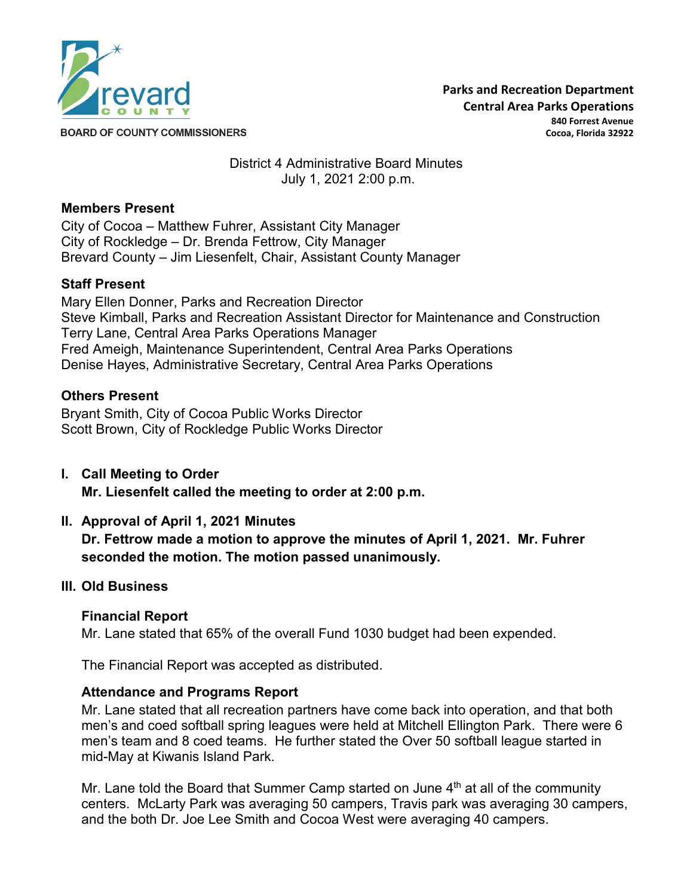**BOARD OF COUNTY COMMISSIONERS**

**Parks and Recreation Department**
**Central Area Parks Operations**
**840 Forrest Avenue**
**Cocoa, Florida 32922**

District 4 Administrative Board Minutes
July 1, 2021 2:00 p.m.

### Members Present

City of Cocoa – Matthew Fuhrer, Assistant City Manager
City of Rockledge – Dr. Brenda Fettrow, City Manager
Brevard County – Jim Liesenfelt, Chair, Assistant County Manager

### Staff Present

Mary Ellen Donner, Parks and Recreation Director
Steve Kimball, Parks and Recreation Assistant Director for Maintenance and Construction
Terry Lane, Central Area Parks Operations Manager
Fred Ameigh, Maintenance Superintendent, Central Area Parks Operations
Denise Hayes, Administrative Secretary, Central Area Parks Operations

### Others Present

Bryant Smith, City of Cocoa Public Works Director
Scott Brown, City of Rockledge Public Works Director

## I. Call Meeting to Order

**Mr. Liesenfelt called the meeting to order at 2:00 p.m.**

## II. Approval of April 1, 2021 Minutes

**Dr. Fettrow made a motion to approve the minutes of April 1, 2021. Mr. Fuhrer seconded the motion. The motion passed unanimously.**

## III. Old Business

### Financial Report

Mr. Lane stated that 65% of the overall Fund 1030 budget had been expended.

The Financial Report was accepted as distributed.

### Attendance and Programs Report

Mr. Lane stated that all recreation partners have come back into operation, and that both men's and coed softball spring leagues were held at Mitchell Ellington Park. There were 6 men's team and 8 coed teams. He further stated the Over 50 softball league started in mid-May at Kiwanis Island Park.

Mr. Lane told the Board that Summer Camp started on June 4th at all of the community centers. McLarty Park was averaging 50 campers, Travis park was averaging 30 campers, and the both Dr. Joe Lee Smith and Cocoa West were averaging 40 campers.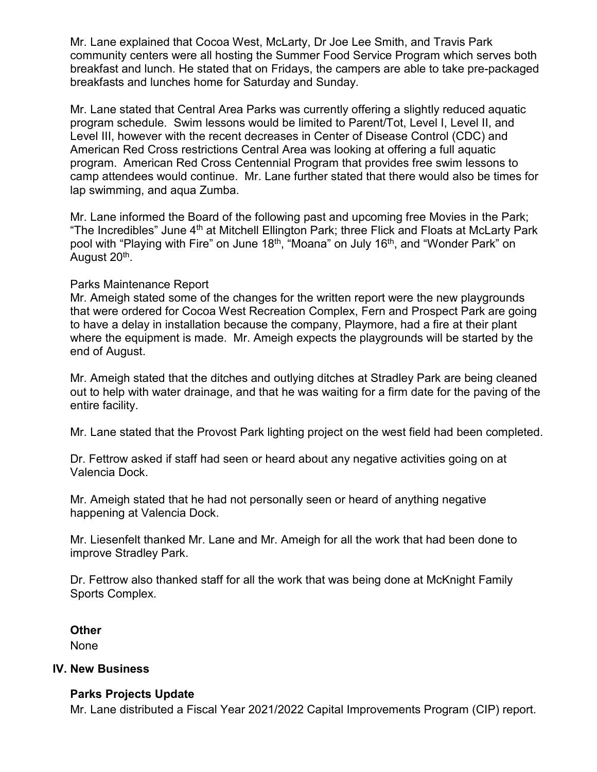Mr. Lane explained that Cocoa West, McLarty, Dr Joe Lee Smith, and Travis Park community centers were all hosting the Summer Food Service Program which serves both breakfast and lunch. He stated that on Fridays, the campers are able to take pre-packaged breakfasts and lunches home for Saturday and Sunday.

Mr. Lane stated that Central Area Parks was currently offering a slightly reduced aquatic program schedule. Swim lessons would be limited to Parent/Tot, Level I, Level II, and Level III, however with the recent decreases in Center of Disease Control (CDC) and American Red Cross restrictions Central Area was looking at offering a full aquatic program. American Red Cross Centennial Program that provides free swim lessons to camp attendees would continue. Mr. Lane further stated that there would also be times for lap swimming, and aqua Zumba.

Mr. Lane informed the Board of the following past and upcoming free Movies in the Park; "The Incredibles" June 4th at Mitchell Ellington Park; three Flick and Floats at McLarty Park pool with "Playing with Fire" on June 18th, "Moana" on July 16th, and "Wonder Park" on August 20th.

Parks Maintenance Report

Mr. Ameigh stated some of the changes for the written report were the new playgrounds that were ordered for Cocoa West Recreation Complex, Fern and Prospect Park are going to have a delay in installation because the company, Playmore, had a fire at their plant where the equipment is made. Mr. Ameigh expects the playgrounds will be started by the end of August.

Mr. Ameigh stated that the ditches and outlying ditches at Stradley Park are being cleaned out to help with water drainage, and that he was waiting for a firm date for the paving of the entire facility.

Mr. Lane stated that the Provost Park lighting project on the west field had been completed.

Dr. Fettrow asked if staff had seen or heard about any negative activities going on at Valencia Dock.

Mr. Ameigh stated that he had not personally seen or heard of anything negative happening at Valencia Dock.

Mr. Liesenfelt thanked Mr. Lane and Mr. Ameigh for all the work that had been done to improve Stradley Park.

Dr. Fettrow also thanked staff for all the work that was being done at McKnight Family Sports Complex.

**Other**

None

## IV. New Business

**Parks Projects Update**

Mr. Lane distributed a Fiscal Year 2021/2022 Capital Improvements Program (CIP) report.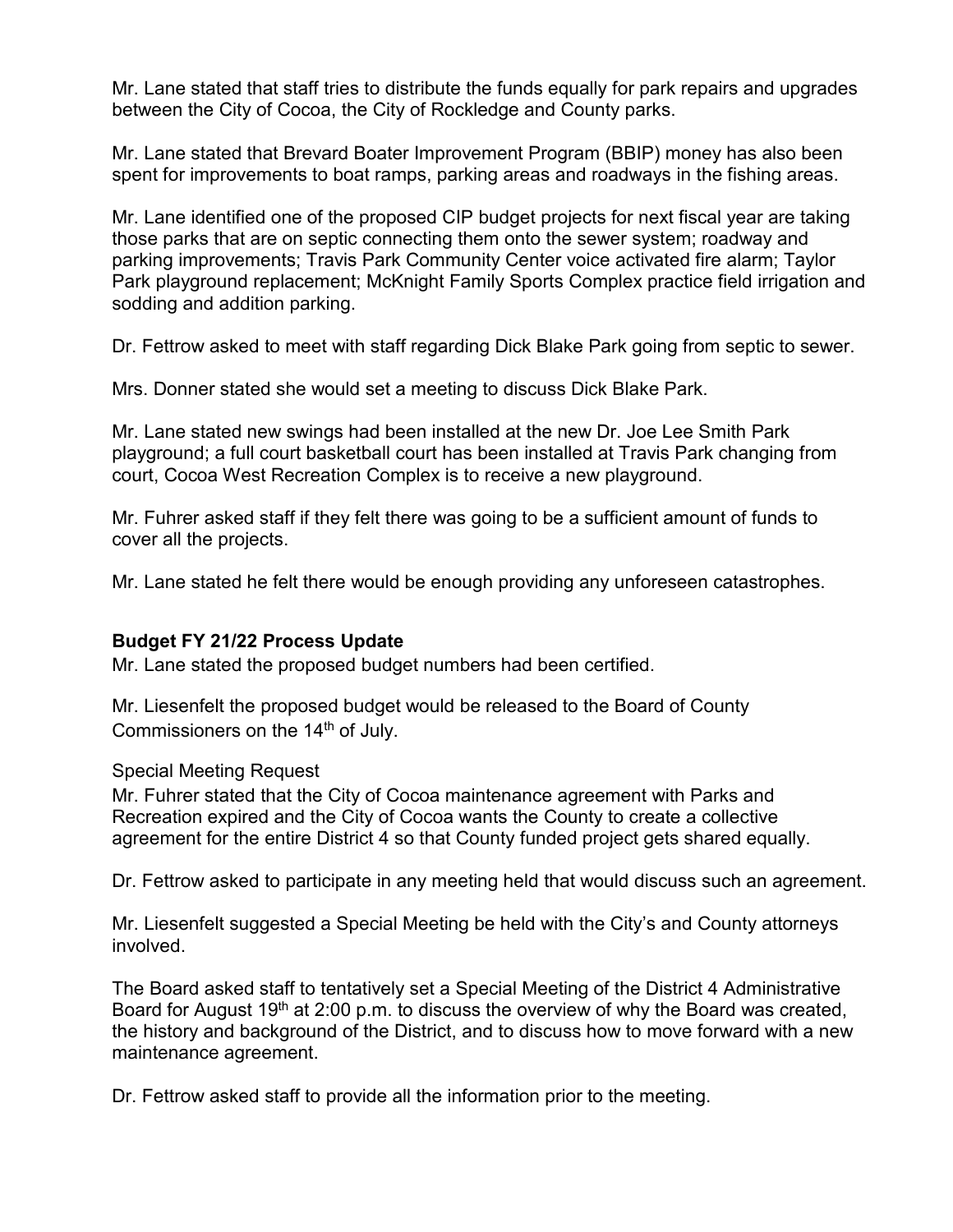Mr. Lane stated that staff tries to distribute the funds equally for park repairs and upgrades between the City of Cocoa, the City of Rockledge and County parks.

Mr. Lane stated that Brevard Boater Improvement Program (BBIP) money has also been spent for improvements to boat ramps, parking areas and roadways in the fishing areas.

Mr. Lane identified one of the proposed CIP budget projects for next fiscal year are taking those parks that are on septic connecting them onto the sewer system; roadway and parking improvements; Travis Park Community Center voice activated fire alarm; Taylor Park playground replacement; McKnight Family Sports Complex practice field irrigation and sodding and addition parking.

Dr. Fettrow asked to meet with staff regarding Dick Blake Park going from septic to sewer.

Mrs. Donner stated she would set a meeting to discuss Dick Blake Park.

Mr. Lane stated new swings had been installed at the new Dr. Joe Lee Smith Park playground; a full court basketball court has been installed at Travis Park changing from court, Cocoa West Recreation Complex is to receive a new playground.

Mr. Fuhrer asked staff if they felt there was going to be a sufficient amount of funds to cover all the projects.

Mr. Lane stated he felt there would be enough providing any unforeseen catastrophes.

**Budget FY 21/22 Process Update**

Mr. Lane stated the proposed budget numbers had been certified.

Mr. Liesenfelt the proposed budget would be released to the Board of County Commissioners on the 14th of July.

Special Meeting Request

Mr. Fuhrer stated that the City of Cocoa maintenance agreement with Parks and Recreation expired and the City of Cocoa wants the County to create a collective agreement for the entire District 4 so that County funded project gets shared equally.

Dr. Fettrow asked to participate in any meeting held that would discuss such an agreement.

Mr. Liesenfelt suggested a Special Meeting be held with the City's and County attorneys involved.

The Board asked staff to tentatively set a Special Meeting of the District 4 Administrative Board for August 19th at 2:00 p.m. to discuss the overview of why the Board was created, the history and background of the District, and to discuss how to move forward with a new maintenance agreement.

Dr. Fettrow asked staff to provide all the information prior to the meeting.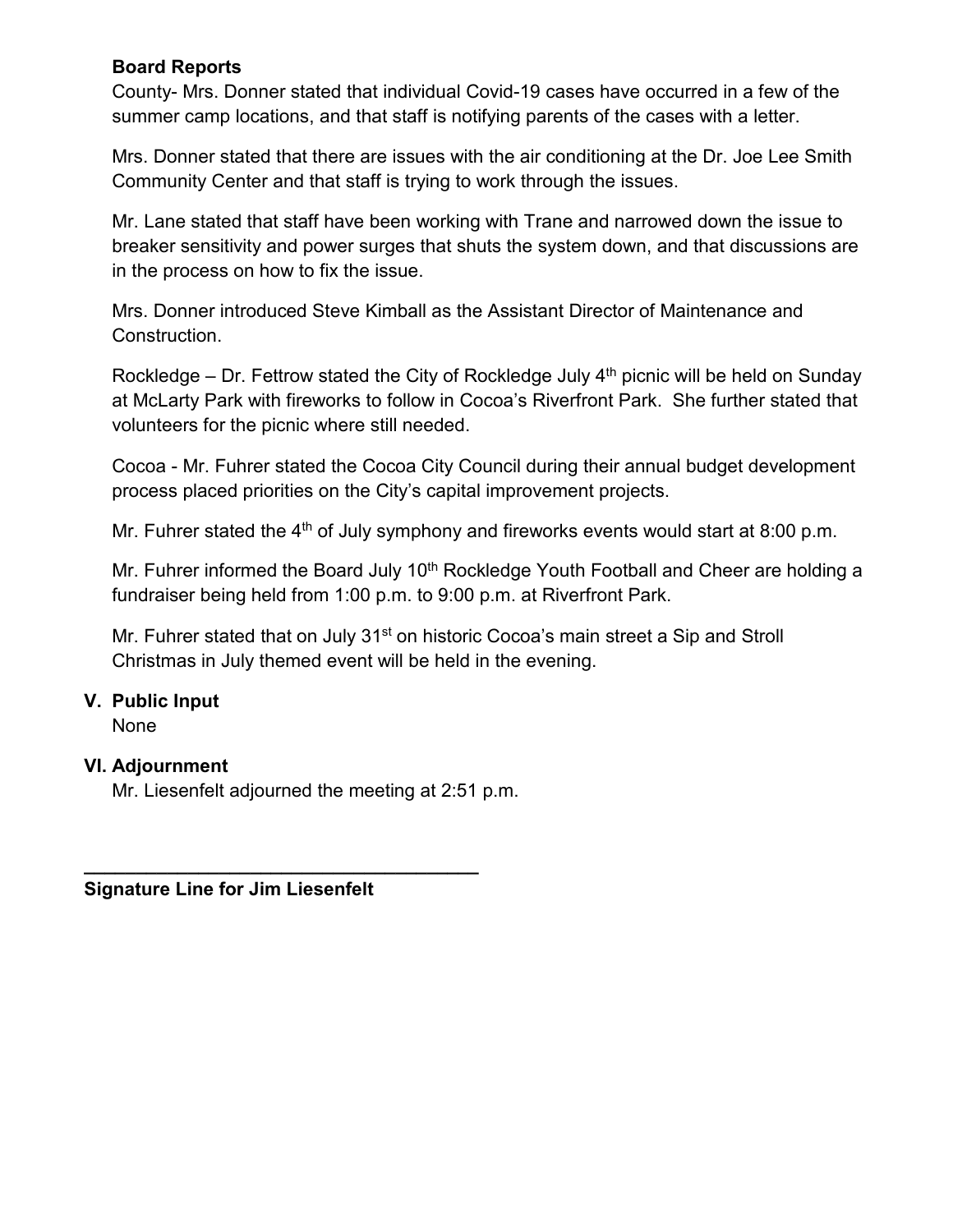**Board Reports**

County- Mrs. Donner stated that individual Covid-19 cases have occurred in a few of the summer camp locations, and that staff is notifying parents of the cases with a letter.

Mrs. Donner stated that there are issues with the air conditioning at the Dr. Joe Lee Smith Community Center and that staff is trying to work through the issues.

Mr. Lane stated that staff have been working with Trane and narrowed down the issue to breaker sensitivity and power surges that shuts the system down, and that discussions are in the process on how to fix the issue.

Mrs. Donner introduced Steve Kimball as the Assistant Director of Maintenance and Construction.

Rockledge – Dr. Fettrow stated the City of Rockledge July 4th picnic will be held on Sunday at McLarty Park with fireworks to follow in Cocoa's Riverfront Park. She further stated that volunteers for the picnic where still needed.

Cocoa - Mr. Fuhrer stated the Cocoa City Council during their annual budget development process placed priorities on the City's capital improvement projects.

Mr. Fuhrer stated the 4th of July symphony and fireworks events would start at 8:00 p.m.

Mr. Fuhrer informed the Board July 10th Rockledge Youth Football and Cheer are holding a fundraiser being held from 1:00 p.m. to 9:00 p.m. at Riverfront Park.

Mr. Fuhrer stated that on July 31st on historic Cocoa's main street a Sip and Stroll Christmas in July themed event will be held in the evening.

## V. Public Input

None

## VI. Adjournment

Mr. Liesenfelt adjourned the meeting at 2:51 p.m.

\_\_\_\_\_\_\_\_\_\_\_\_\_\_\_\_\_\_\_\_\_\_\_\_\_\_\_\_\_\_\_\_\_\_\_\_\_\_\_\_

**Signature Line for Jim Liesenfelt**